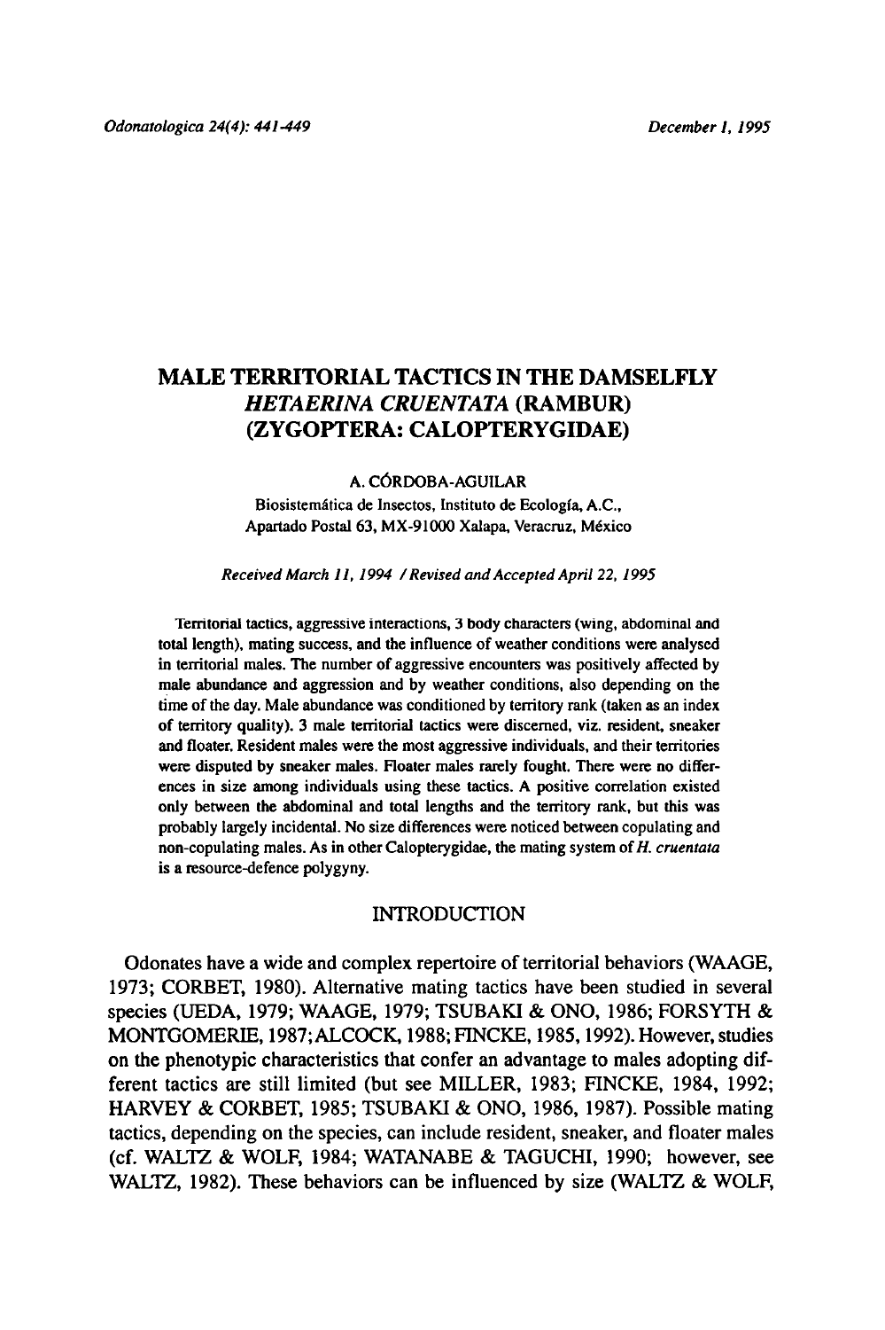# MALE TERRITORIAL TACTICS IN THE DAMSELFLY *HETAERINA CRUENTATA* (RAMBUR) (ZYGOPTERA: CALOPTERYGIDAE)

A. CÓRDOBA-AGUILAR

Biosistemática de Insectos, Instituto de Ecología, A.C., Apartado Postal 63, MX-91000 Xalapa, Veracruz, México

*Received March 11, 1994 / Revised and Accepted April 22, 1995*

Territorial tactics, aggressive interactions, 3 body characters (wing, abdominal and total length), mating success, and the influence of weather conditions were analysed in territorial males. The number of aggressive encounters was positively affected by male abundance and aggression and by weather conditions, also depending on the time of the day. Male abundance was conditioned by territory rank (taken as an index of territory quality). 3 male territorial tactics were discerned, viz. resident, sneaker and floater. Resident males were the most aggressive individuals, and their territories were disputed by sneaker males. Floater males rarely fought. There were no differences in size among individuals using these tactics. A positive correlation existed only between the abdominal and total lengths and the territory rank, but this was probably largely incidental. No size differences were noticed between copulating and non-copulating males. As in other Calopterygidae, the mating system of *H. cruentata* is a resource-defence polygyny.

## INTRODUCTION

Odonates have a wide and complex repertoire of territorial behaviors (WAAGE, 1973; CORBET, 1980). Alternative mating tactics have been studied in several species (UEDA, 1979; WAAGE, 1979; TSUBAKI & ONO, 1986; FORSYTH & MONTGOMERIE, 1987; ALCOCK, 1988; FINCKE, 1985, 1992). However, studies on the phenotypic characteristics that confer an advantage to males adopting different tactics are still limited (but see MILLER, 1983; FINCKE, 1984, 1992; HARVEY & CORBET, 1985; TSUBAKI & ONO, 1986, 1987). Possible mating tactics, depending on the species, can include resident, sneaker, and floater males (cf. WALTZ & WOLF, 1984; WATANABE & TAGUCHI, 1990; however, see WALTZ, 1982). These behaviors can be influenced by size (WALTZ & WOLF,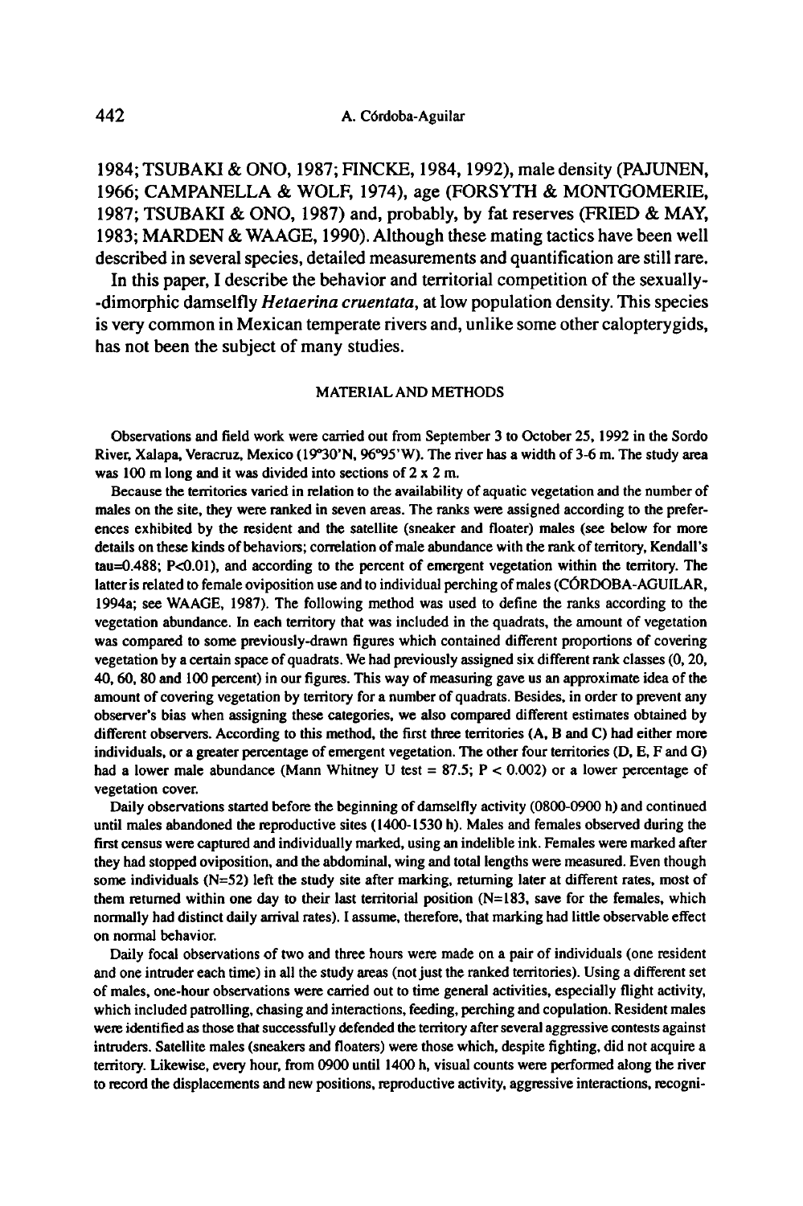1984; TSUBAKI & ONO, 1987; FINCKE, 1984, 1992), male density (PAJUNEN, 1966; CAMPANELLA & WOLF, 1974), age (FORSYTH & MONTGOMERIE, 1987; TSUBAKI & ONO, 1987) and, probably, by fat reserves (FRIED & MAY, 1983; MARDEN & WAAGE, 1990). Although these mating tactics have been well described in several species, detailed measurements and quantification are still rare.

In this paper, I describe the behavior and territorial competition of the sexually-dimorphic damselfly *Hetaerina cruentata*, at low population density. This species is very common in Mexican temperate rivers and, unlike some other calopterygids, has not been the subject of many studies.

## MATERIAL AND METHODS

Observations and field work were carried out from September 3 to October 25, 1992 in the Sordo River, Xalapa, Veracruz, Mexico (19°30'N, 96°95'W). The river has a width of 3-6 m. The study area was 100 m long and it was divided into sections of 2 x 2 m.

Because the territories varied in relation to the availability of aquatic vegetation and the number of males on the site, they were ranked in seven areas. The ranks were assigned according to the preferences exhibited by the resident and the satellite (sneaker and floater) males (see below for more details on these kinds of behaviors; correlation of male abundance with the rank of territory, Kendall's tau=0.488; $P<0.01$), and according to the percent of emergent vegetation within the territory. The latter is related to female oviposition use and to individual perching of males (CÓRDOBA-AGUILAR, 1994a; see WAAGE, 1987). The following method was used to define the ranks according to the vegetation abundance. In each territory that was included in the quadrats, the amount of vegetation was compared to some previously-drawn figures which contained different proportions of covering vegetation by a certain space of quadrats. We had previously assigned six different rank classes (0, 20, 40, 60, 80 and 100 percent) in our figures. This way of measuring gave us an approximate idea of the amount of covering vegetation by territory for a number of quadrats. Besides, in order to prevent any observer's bias when assigning these categories, we also compared different estimates obtained by different observers. According to this method, the first three territories (A, B and C) had either more individuals, or a greater percentage of emergent vegetation. The other four territories (D, E, F and G) had a lower male abundance (Mann Whitney U test = 87.5; $P < 0.002$) or a lower percentage of vegetation cover.

Daily observations started before the beginning of damselfly activity (0800-0900 h) and continued until males abandoned the reproductive sites (1400-1530 h). Males and females observed during the first census were captured and individually marked, using an indelible ink. Females were marked after they had stopped oviposition, and the abdominal, wing and total lengths were measured. Even though some individuals (N=52) left the study site after marking, returning later at different rates, most of them returned within one day to their last territorial position (N=183, save for the females, which normally had distinct daily arrival rates). I assume, therefore, that marking had little observable effect on normal behavior.

Daily focal observations of two and three hours were made on a pair of individuals (one resident and one intruder each time) in all the study areas (not just the ranked territories). Using a different set of males, one-hour observations were carried out to time general activities, especially flight activity, which included patrolling, chasing and interactions, feeding, perching and copulation. Resident males were identified as those that successfully defended the territory after several aggressive contests against intruders. Satellite males (sneakers and floaters) were those which, despite fighting, did not acquire a territory. Likewise, every hour, from 0900 until 1400 h, visual counts were performed along the river to record the displacements and new positions, reproductive activity, aggressive interactions, recogni-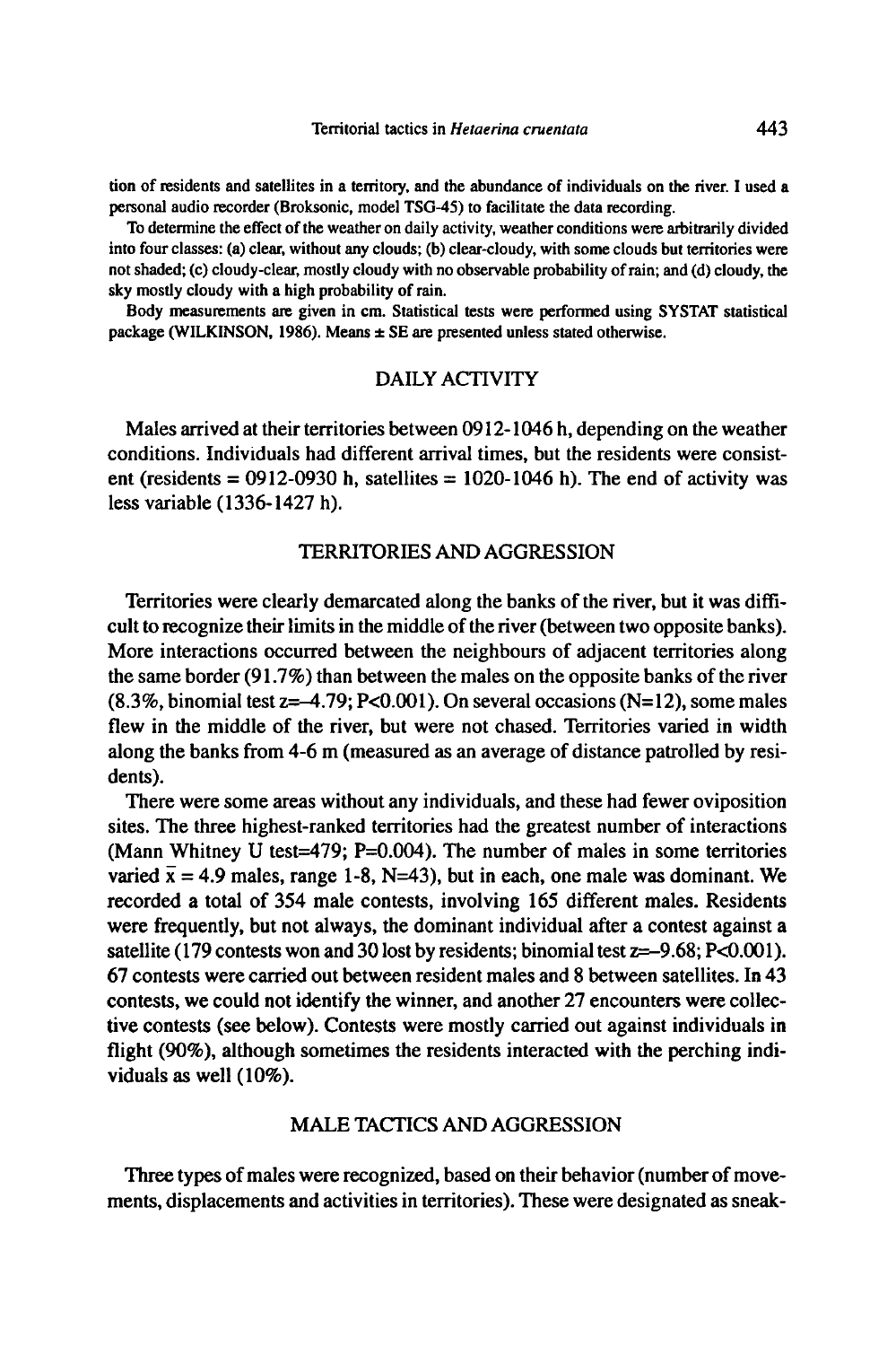tion of residents and satellites in a territory, and the abundance of individuals on the river. I used a personal audio recorder (Broksonic, model TSG-45) to facilitate the data recording.

To determine the effect of the weather on daily activity, weather conditions were arbitrarily divided into four classes: (a) clear, without any clouds; (b) clear-cloudy, with some clouds but territories were not shaded; (c) cloudy-clear, mostly cloudy with no observable probability of rain; and (d) cloudy, the sky mostly cloudy with a high probability of rain.

Body measurements are given in cm. Statistical tests were performed using SYSTAT statistical package (WILKINSON, 1986). Means ± SE are presented unless stated otherwise.

## DAILY ACTIVITY

Males arrived at their territories between 0912-1046 h, depending on the weather conditions. Individuals had different arrival times, but the residents were consistent (residents = 0912-0930 h, satellites = 1020-1046 h). The end of activity was less variable (1336-1427 h).

## TERRITORIES AND AGGRESSION

Territories were clearly demarcated along the banks of the river, but it was difficult to recognize their limits in the middle of the river (between two opposite banks). More interactions occurred between the neighbours of adjacent territories along the same border (91.7%) than between the males on the opposite banks of the river (8.3%, binomial test $z=-4.79$; $P<0.001$). On several occasions ($N=12$), some males flew in the middle of the river, but were not chased. Territories varied in width along the banks from 4-6 m (measured as an average of distance patrolled by residents).

There were some areas without any individuals, and these had fewer oviposition sites. The three highest-ranked territories had the greatest number of interactions (Mann Whitney U test=479; $P=0.004$). The number of males in some territories varied $\bar{x} = 4.9$ males, range 1-8, $N=43$), but in each, one male was dominant. We recorded a total of 354 male contests, involving 165 different males. Residents were frequently, but not always, the dominant individual after a contest against a satellite (179 contests won and 30 lost by residents; binomial test $z=-9.68$; $P<0.001$). 67 contests were carried out between resident males and 8 between satellites. In 43 contests, we could not identify the winner, and another 27 encounters were collective contests (see below). Contests were mostly carried out against individuals in flight (90%), although sometimes the residents interacted with the perching individuals as well (10%).

## MALE TACTICS AND AGGRESSION

Three types of males were recognized, based on their behavior (number of movements, displacements and activities in territories). These were designated as sneak-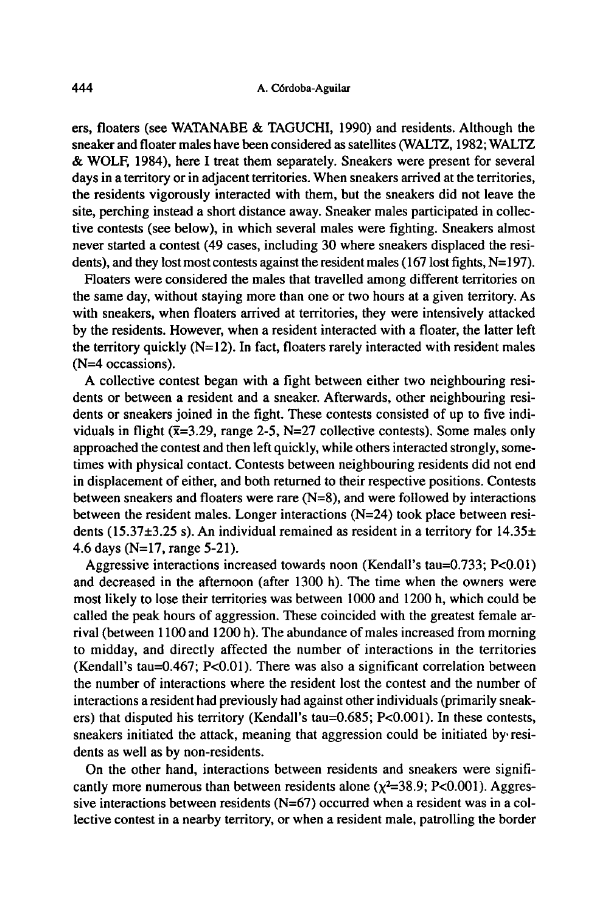ers, floaters (see WATANABE & TAGUCHI, 1990) and residents. Although the sneaker and floater males have been considered as satellites (WALTZ, 1982; WALTZ & WOLF, 1984), here I treat them separately. Sneakers were present for several days in a territory or in adjacent territories. When sneakers arrived at the territories, the residents vigorously interacted with them, but the sneakers did not leave the site, perching instead a short distance away. Sneaker males participated in collective contests (see below), in which several males were fighting. Sneakers almost never started a contest (49 cases, including 30 where sneakers displaced the residents), and they lost most contests against the resident males (167 lost fights, N=197).

Floaters were considered the males that travelled among different territories on the same day, without staying more than one or two hours at a given territory. As with sneakers, when floaters arrived at territories, they were intensively attacked by the residents. However, when a resident interacted with a floater, the latter left the territory quickly (N=12). In fact, floaters rarely interacted with resident males (N=4 occassions).

A collective contest began with a fight between either two neighbouring residents or between a resident and a sneaker. Afterwards, other neighbouring residents or sneakers joined in the fight. These contests consisted of up to five individuals in flight ($\bar{x}$=3.29, range 2-5, N=27 collective contests). Some males only approached the contest and then left quickly, while others interacted strongly, sometimes with physical contact. Contests between neighbouring residents did not end in displacement of either, and both returned to their respective positions. Contests between sneakers and floaters were rare (N=8), and were followed by interactions between the resident males. Longer interactions (N=24) took place between residents (15.37±3.25 s). An individual remained as resident in a territory for 14.35± 4.6 days (N=17, range 5-21).

Aggressive interactions increased towards noon (Kendall's tau=0.733; P<0.01) and decreased in the afternoon (after 1300 h). The time when the owners were most likely to lose their territories was between 1000 and 1200 h, which could be called the peak hours of aggression. These coincided with the greatest female arrival (between 1100 and 1200 h). The abundance of males increased from morning to midday, and directly affected the number of interactions in the territories (Kendall's tau=0.467; P<0.01). There was also a significant correlation between the number of interactions where the resident lost the contest and the number of interactions a resident had previously had against other individuals (primarily sneakers) that disputed his territory (Kendall's tau=0.685; P<0.001). In these contests, sneakers initiated the attack, meaning that aggression could be initiated by residents as well as by non-residents.

On the other hand, interactions between residents and sneakers were significantly more numerous than between residents alone ($\chi^2$=38.9; P<0.001). Aggressive interactions between residents (N=67) occurred when a resident was in a collective contest in a nearby territory, or when a resident male, patrolling the border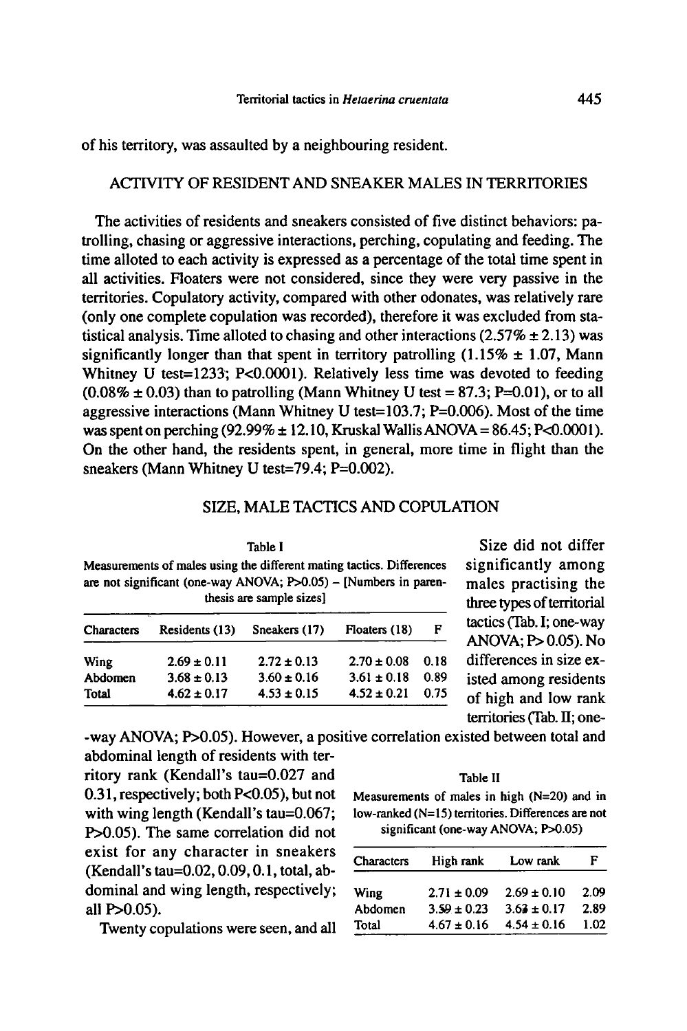of his territory, was assaulted by a neighbouring resident.

## ACTIVITY OF RESIDENT AND SNEAKER MALES IN TERRITORIES

The activities of residents and sneakers consisted of five distinct behaviors: patrolling, chasing or aggressive interactions, perching, copulating and feeding. The time alloted to each activity is expressed as a percentage of the total time spent in all activities. Floaters were not considered, since they were very passive in the territories. Copulatory activity, compared with other odonates, was relatively rare (only one complete copulation was recorded), therefore it was excluded from statistical analysis. Time alloted to chasing and other interactions (2.57% ± 2.13) was significantly longer than that spent in territory patrolling (1.15% ± 1.07, Mann Whitney U test=1233; $P<0.0001$). Relatively less time was devoted to feeding (0.08% ± 0.03) than to patrolling (Mann Whitney U test = 87.3; $P=0.01$), or to all aggressive interactions (Mann Whitney U test=103.7; $P=0.006$). Most of the time was spent on perching (92.99% ± 12.10, Kruskal Wallis ANOVA = 86.45; $P<0.0001$). On the other hand, the residents spent, in general, more time in flight than the sneakers (Mann Whitney U test=79.4; $P=0.002$).

## SIZE, MALE TACTICS AND COPULATION

Table I

Measurements of males using the different mating tactics. Differences are not significant (one-way ANOVA; $P>0.05$) – [Numbers in parenthesis are sample sizes]

| Characters | Residents (13) | Sneakers (17) | Floaters (18) | F |
|---|---|---|---|---|
| Wing | 2.69 ± 0.11 | 2.72 ± 0.13 | 2.70 ± 0.08 | 0.18 |
| Abdomen | 3.68 ± 0.13 | 3.60 ± 0.16 | 3.61 ± 0.18 | 0.89 |
| Total | 4.62 ± 0.17 | 4.53 ± 0.15 | 4.52 ± 0.21 | 0.75 |

Size did not differ significantly among males practising the three types of territorial tactics (Tab. I; one-way ANOVA; $P>0.05$). No differences in size existed among residents of high and low rank territories (Tab. II; one-way ANOVA; $P>0.05$). However, a positive correlation existed between total and abdominal length of residents with territory rank (Kendall's tau=0.027 and 0.31, respectively; both $P<0.05$), but not with wing length (Kendall's tau=0.067; $P>0.05$). The same correlation did not exist for any character in sneakers (Kendall's tau=0.02, 0.09, 0.1, total, abdominal and wing length, respectively; all $P>0.05$).

Table II

Measurements of males in high (N=20) and in low-ranked (N=15) territories. Differences are not significant (one-way ANOVA; $P>0.05$)

| Characters | High rank | Low rank | F |
|---|---|---|---|
| Wing | 2.71 ± 0.09 | 2.69 ± 0.10 | 2.09 |
| Abdomen | 3.59 ± 0.23 | 3.63 ± 0.17 | 2.89 |
| Total | 4.67 ± 0.16 | 4.54 ± 0.16 | 1.02 |

Twenty copulations were seen, and all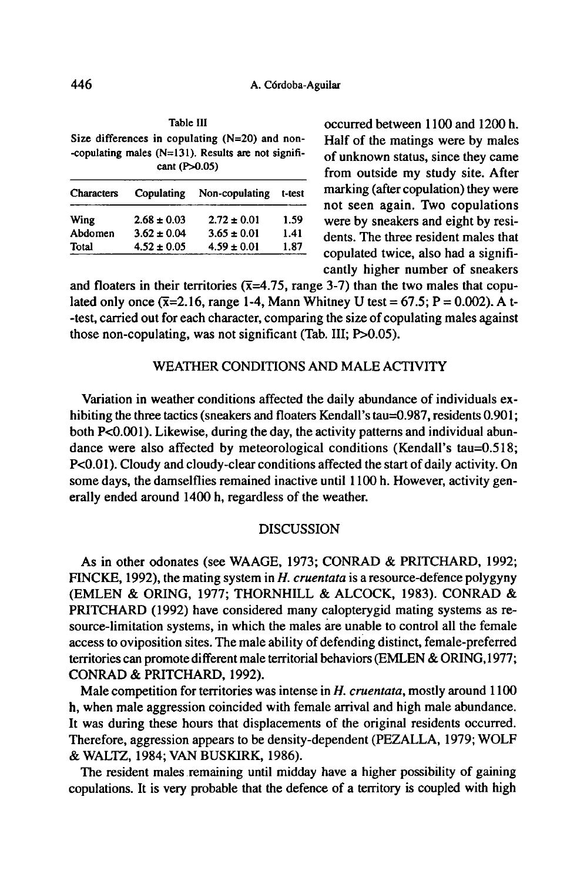Table III
Size differences in copulating (N=20) and non-copulating males (N=131). Results are not significant (P>0.05)

| Characters | Copulating | Non-copulating | t-test |
|---|---|---|---|
| Wing | 2.68 ± 0.03 | 2.72 ± 0.01 | 1.59 |
| Abdomen | 3.62 ± 0.04 | 3.65 ± 0.01 | 1.41 |
| Total | 4.52 ± 0.05 | 4.59 ± 0.01 | 1.87 |

occurred between 1100 and 1200 h. Half of the matings were by males of unknown status, since they came from outside my study site. After marking (after copulation) they were not seen again. Two copulations were by sneakers and eight by residents. The three resident males that copulated twice, also had a significantly higher number of sneakers and floaters in their territories ($\bar{x}$=4.75, range 3-7) than the two males that copulated only once ($\bar{x}$=2.16, range 1-4, Mann Whitney U test = 67.5; P = 0.002). A t-test, carried out for each character, comparing the size of copulating males against those non-copulating, was not significant (Tab. III; P>0.05).

## WEATHER CONDITIONS AND MALE ACTIVITY

Variation in weather conditions affected the daily abundance of individuals exhibiting the three tactics (sneakers and floaters Kendall's tau=0.987, residents 0.901; both P<0.001). Likewise, during the day, the activity patterns and individual abundance were also affected by meteorological conditions (Kendall's tau=0.518; P<0.01). Cloudy and cloudy-clear conditions affected the start of daily activity. On some days, the damselflies remained inactive until 1100 h. However, activity generally ended around 1400 h, regardless of the weather.

## DISCUSSION

As in other odonates (see WAAGE, 1973; CONRAD & PRITCHARD, 1992; FINCKE, 1992), the mating system in *H. cruentata* is a resource-defence polygyny (EMLEN & ORING, 1977; THORNHILL & ALCOCK, 1983). CONRAD & PRITCHARD (1992) have considered many calopterygid mating systems as resource-limitation systems, in which the males are unable to control all the female access to oviposition sites. The male ability of defending distinct, female-preferred territories can promote different male territorial behaviors (EMLEN & ORING, 1977; CONRAD & PRITCHARD, 1992).

Male competition for territories was intense in *H. cruentata*, mostly around 1100 h, when male aggression coincided with female arrival and high male abundance. It was during these hours that displacements of the original residents occurred. Therefore, aggression appears to be density-dependent (PEZALLA, 1979; WOLF & WALTZ, 1984; VAN BUSKIRK, 1986).

The resident males remaining until midday have a higher possibility of gaining copulations. It is very probable that the defence of a territory is coupled with high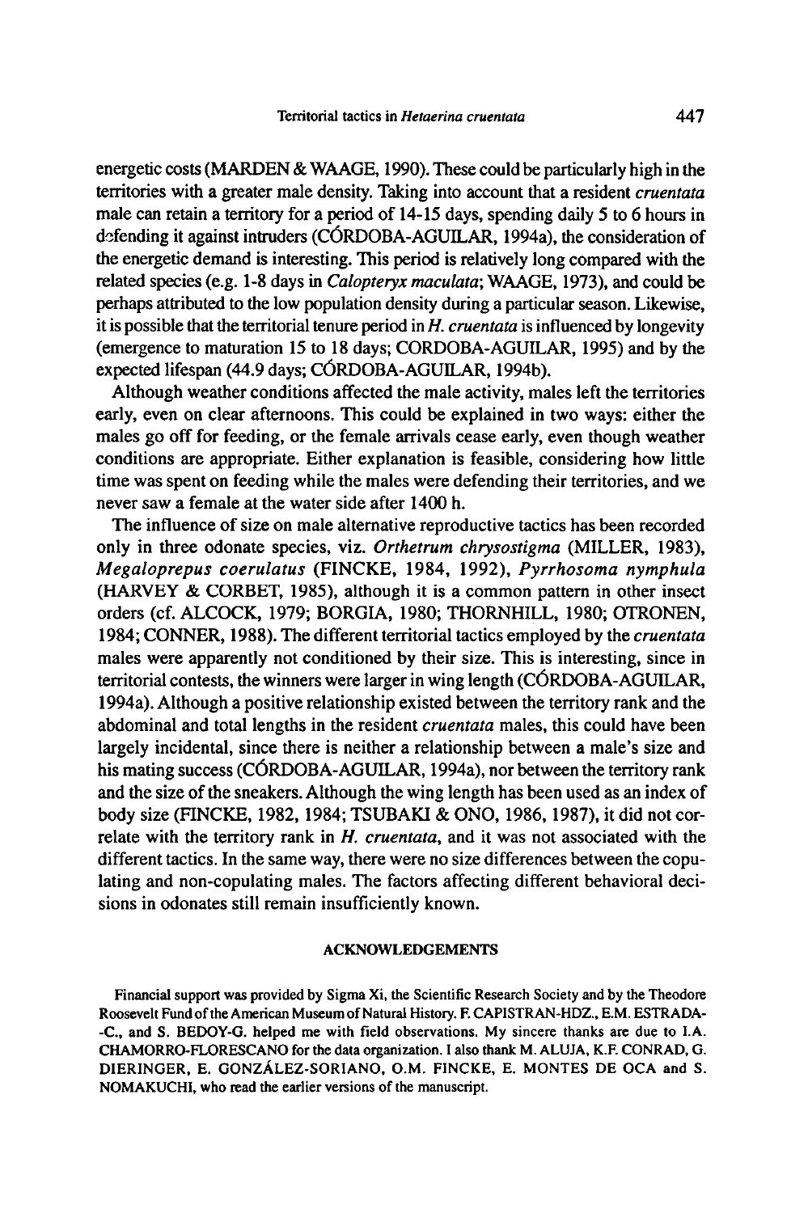energetic costs (MARDEN & WAAGE, 1990). These could be particularly high in the territories with a greater male density. Taking into account that a resident *cruentata* male can retain a territory for a period of 14-15 days, spending daily 5 to 6 hours in defending it against intruders (CÓRDOBA-AGUILAR, 1994a), the consideration of the energetic demand is interesting. This period is relatively long compared with the related species (e.g. 1-8 days in *Calopteryx maculata*; WAAGE, 1973), and could be perhaps attributed to the low population density during a particular season. Likewise, it is possible that the territorial tenure period in *H. cruentata* is influenced by longevity (emergence to maturation 15 to 18 days; CORDOBA-AGUILAR, 1995) and by the expected lifespan (44.9 days; CÓRDOBA-AGUILAR, 1994b).

Although weather conditions affected the male activity, males left the territories early, even on clear afternoons. This could be explained in two ways: either the males go off for feeding, or the female arrivals cease early, even though weather conditions are appropriate. Either explanation is feasible, considering how little time was spent on feeding while the males were defending their territories, and we never saw a female at the water side after 1400 h.

The influence of size on male alternative reproductive tactics has been recorded only in three odonate species, viz. *Orthetrum chrysostigma* (MILLER, 1983), *Megaloprepus coerulatus* (FINCKE, 1984, 1992), *Pyrrhosoma nymphula* (HARVEY & CORBET, 1985), although it is a common pattern in other insect orders (cf. ALCOCK, 1979; BORGIA, 1980; THORNHILL, 1980; OTRONEN, 1984; CONNER, 1988). The different territorial tactics employed by the *cruentata* males were apparently not conditioned by their size. This is interesting, since in territorial contests, the winners were larger in wing length (CÓRDOBA-AGUILAR, 1994a). Although a positive relationship existed between the territory rank and the abdominal and total lengths in the resident *cruentata* males, this could have been largely incidental, since there is neither a relationship between a male's size and his mating success (CÓRDOBA-AGUILAR, 1994a), nor between the territory rank and the size of the sneakers. Although the wing length has been used as an index of body size (FINCKE, 1982, 1984; TSUBAKI & ONO, 1986, 1987), it did not correlate with the territory rank in *H. cruentata*, and it was not associated with the different tactics. In the same way, there were no size differences between the copulating and non-copulating males. The factors affecting different behavioral decisions in odonates still remain insufficiently known.

## ACKNOWLEDGEMENTS

Financial support was provided by Sigma Xi, the Scientific Research Society and by the Theodore Roosevelt Fund of the American Museum of Natural History. F. CAPISTRAN-HDZ., E.M. ESTRADA--C., and S. BEDOY-G. helped me with field observations. My sincere thanks are due to I.A. CHAMORRO-FLORESCANO for the data organization. I also thank M. ALUJA, K.F. CONRAD, G. DIERINGER, E. GONZÁLEZ-SORIANO, O.M. FINCKE, E. MONTES DE OCA and S. NOMAKUCHI, who read the earlier versions of the manuscript.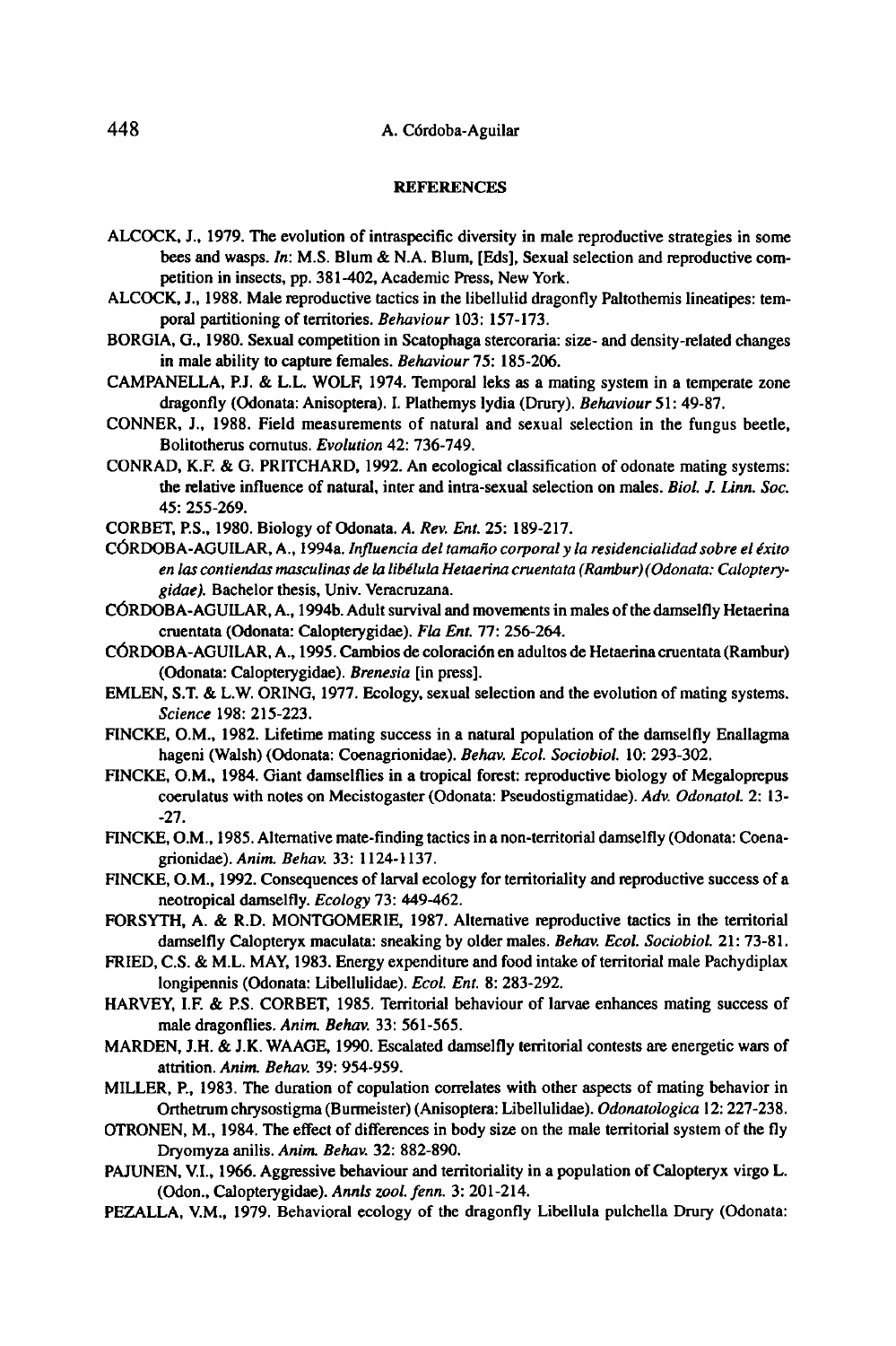## REFERENCES

ALCOCK, J., 1979. The evolution of intraspecific diversity in male reproductive strategies in some bees and wasps. *In*: M.S. Blum & N.A. Blum, [Eds], Sexual selection and reproductive competition in insects, pp. 381-402, Academic Press, New York.

ALCOCK, J., 1988. Male reproductive tactics in the libellulid dragonfly Paltothemis lineatipes: temporal partitioning of territories. *Behaviour* 103: 157-173.

BORGIA, G., 1980. Sexual competition in Scatophaga stercoraria: size- and density-related changes in male ability to capture females. *Behaviour* 75: 185-206.

CAMPANELLA, P.J. & L.L. WOLF, 1974. Temporal leks as a mating system in a temperate zone dragonfly (Odonata: Anisoptera). I. Plathemys lydia (Drury). *Behaviour* 51: 49-87.

CONNER, J., 1988. Field measurements of natural and sexual selection in the fungus beetle, Bolitotherus cornutus. *Evolution* 42: 736-749.

CONRAD, K.F. & G. PRITCHARD, 1992. An ecological classification of odonate mating systems: the relative influence of natural, inter and intra-sexual selection on males. *Biol. J. Linn. Soc.* 45: 255-269.

CORBET, P.S., 1980. Biology of Odonata. *A. Rev. Ent.* 25: 189-217.

CÓRDOBA-AGUILAR, A., 1994a. *Influencia del tamaño corporal y la residencialidad sobre el éxito en las contiendas masculinas de la libélula Hetaerina cruentata (Rambur) (Odonata: Calopterygidae).* Bachelor thesis, Univ. Veracruzana.

CÓRDOBA-AGUILAR, A., 1994b. Adult survival and movements in males of the damselfly Hetaerina cruentata (Odonata: Calopterygidae). *Fla Ent.* 77: 256-264.

CÓRDOBA-AGUILAR, A., 1995. Cambios de coloración en adultos de Hetaerina cruentata (Rambur) (Odonata: Calopterygidae). *Brenesia* [in press].

EMLEN, S.T. & L.W. ORING, 1977. Ecology, sexual selection and the evolution of mating systems. *Science* 198: 215-223.

FINCKE, O.M., 1982. Lifetime mating success in a natural population of the damselfly Enallagma hageni (Walsh) (Odonata: Coenagrionidae). *Behav. Ecol. Sociobiol.* 10: 293-302.

FINCKE, O.M., 1984. Giant damselflies in a tropical forest: reproductive biology of Megaloprepus coerulatus with notes on Mecistogaster (Odonata: Pseudostigmatidae). *Adv. Odonatol.* 2: 13-27.

FINCKE, O.M., 1985. Alternative mate-finding tactics in a non-territorial damselfly (Odonata: Coenagrionidae). *Anim. Behav.* 33: 1124-1137.

FINCKE, O.M., 1992. Consequences of larval ecology for territoriality and reproductive success of a neotropical damselfly. *Ecology* 73: 449-462.

FORSYTH, A. & R.D. MONTGOMERIE, 1987. Alternative reproductive tactics in the territorial damselfly Calopteryx maculata: sneaking by older males. *Behav. Ecol. Sociobiol.* 21: 73-81.

FRIED, C.S. & M.L. MAY, 1983. Energy expenditure and food intake of territorial male Pachydiplax longipennis (Odonata: Libellulidae). *Ecol. Ent.* 8: 283-292.

HARVEY, I.F. & P.S. CORBET, 1985. Territorial behaviour of larvae enhances mating success of male dragonflies. *Anim. Behav.* 33: 561-565.

MARDEN, J.H. & J.K. WAAGE, 1990. Escalated damselfly territorial contests are energetic wars of attrition. *Anim. Behav.* 39: 954-959.

MILLER, P., 1983. The duration of copulation correlates with other aspects of mating behavior in Orthetrum chrysostigma (Burmeister) (Anisoptera: Libellulidae). *Odonatologica* 12: 227-238.

OTRONEN, M., 1984. The effect of differences in body size on the male territorial system of the fly Dryomyza anilis. *Anim. Behav.* 32: 882-890.

PAJUNEN, V.I., 1966. Aggressive behaviour and territoriality in a population of Calopteryx virgo L. (Odon., Calopterygidae). *Annls zool. fenn.* 3: 201-214.

PEZALLA, V.M., 1979. Behavioral ecology of the dragonfly Libellula pulchella Drury (Odonata: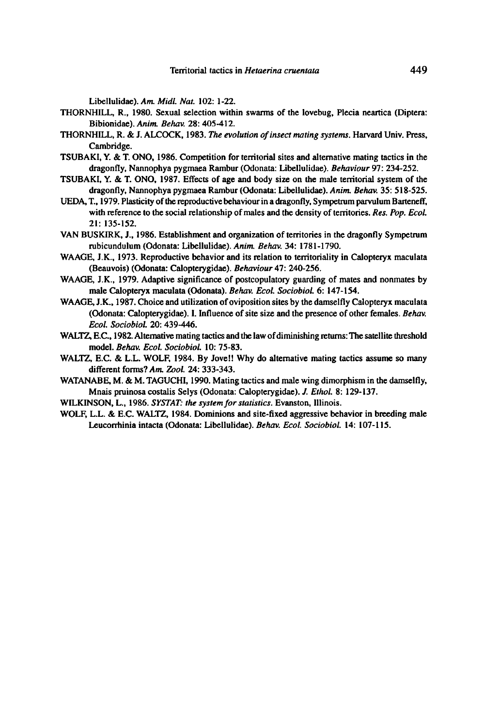Libellulidae). *Am. Midl. Nat.* 102: 1-22.

THORNHILL, R., 1980. Sexual selection within swarms of the lovebug, Plecia neartica (Diptera: Bibionidae). *Anim. Behav.* 28: 405-412.

THORNHILL, R. & J. ALCOCK, 1983. *The evolution of insect mating systems.* Harvard Univ. Press, Cambridge.

TSUBAKI, Y. & T. ONO, 1986. Competition for territorial sites and alternative mating tactics in the dragonfly, Nannophya pygmaea Rambur (Odonata: Libellulidae). *Behaviour* 97: 234-252.

TSUBAKI, Y. & T. ONO, 1987. Effects of age and body size on the male territorial system of the dragonfly, Nannophya pygmaea Rambur (Odonata: Libellulidae). *Anim. Behav.* 35: 518-525.

UEDA, T., 1979. Plasticity of the reproductive behaviour in a dragonfly, Sympetrum parvulum Barteneff, with reference to the social relationship of males and the density of territories. *Res. Pop. Ecol.* 21: 135-152.

VAN BUSKIRK, J., 1986. Establishment and organization of territories in the dragonfly Sympetrum rubicundulum (Odonata: Libellulidae). *Anim. Behav.* 34: 1781-1790.

WAAGE, J.K., 1973. Reproductive behavior and its relation to territoriality in Calopteryx maculata (Beauvois) (Odonata: Calopterygidae). *Behaviour* 47: 240-256.

WAAGE, J.K., 1979. Adaptive significance of postcopulatory guarding of mates and nonmates by male Calopteryx maculata (Odonata). *Behav. Ecol. Sociobiol.* 6: 147-154.

WAAGE, J.K., 1987. Choice and utilization of oviposition sites by the damselfly Calopteryx maculata (Odonata: Calopterygidae). I. Influence of site size and the presence of other females. *Behav. Ecol. Sociobiol.* 20: 439-446.

WALTZ, E.C., 1982. Alternative mating tactics and the law of diminishing returns: The satellite threshold model. *Behav. Ecol. Sociobiol.* 10: 75-83.

WALTZ, E.C. & L.L. WOLF, 1984. By Jove!! Why do alternative mating tactics assume so many different forms? *Am. Zool.* 24: 333-343.

WATANABE, M. & M. TAGUCHI, 1990. Mating tactics and male wing dimorphism in the damselfly, Mnais pruinosa costalis Selys (Odonata: Calopterygidae). *J. Ethol.* 8: 129-137.

WILKINSON, L., 1986. *SYSTAT: the system for statistics.* Evanston, Illinois.

WOLF, L.L. & E.C. WALTZ, 1984. Dominions and site-fixed aggressive behavior in breeding male Leucorrhinia intacta (Odonata: Libellulidae). *Behav. Ecol. Sociobiol.* 14: 107-115.